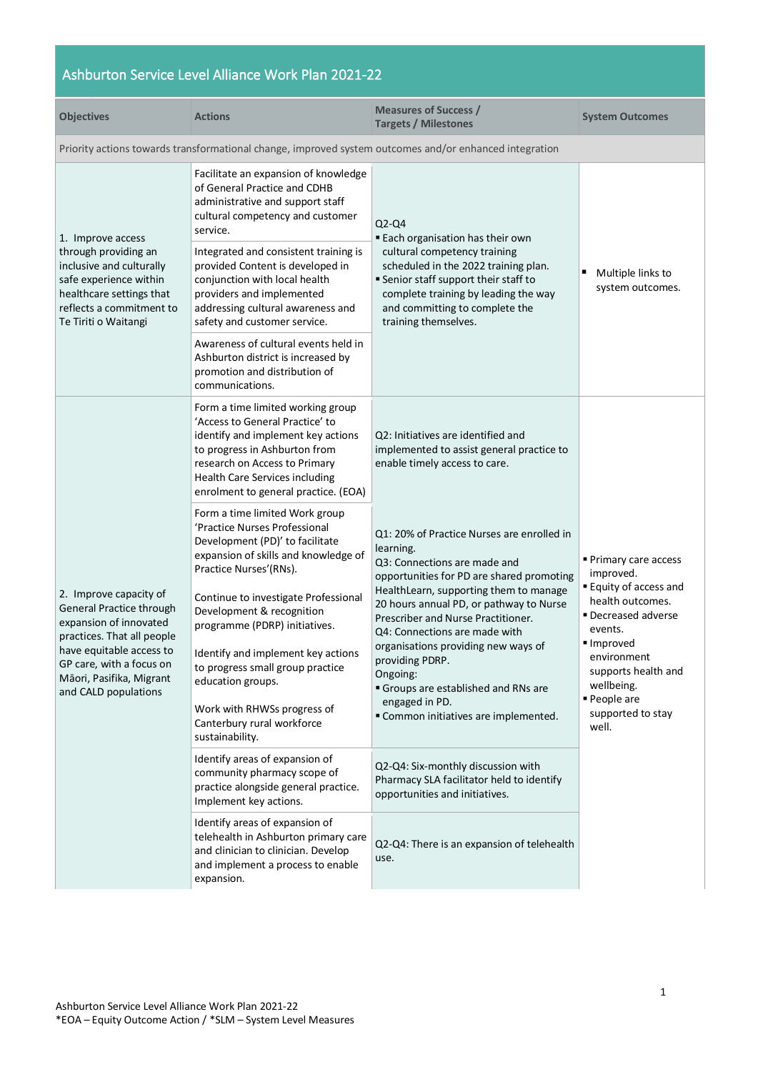# Ashburton Service Level Alliance Work Plan 2021-22

| Objectives | Actions | Measures of Success / Targets / Milestones | System Outcomes |
|---|---|---|---|
| Priority actions towards transformational change, improved system outcomes and/or enhanced integration | | | |
| 1. Improve access through providing an inclusive and culturally safe experience within healthcare settings that reflects a commitment to Te Tiriti o Waitangi | Facilitate an expansion of knowledge of General Practice and CDHB administrative and support staff cultural competency and customer service. | Q2-Q4<br>▪ Each organisation has their own cultural competency training scheduled in the 2022 training plan.<br>▪ Senior staff support their staff to complete training by leading the way and committing to complete the training themselves. | ▪ Multiple links to system outcomes. |
| | Integrated and consistent training is provided Content is developed in conjunction with local health providers and implemented addressing cultural awareness and safety and customer service. | | |
| | Awareness of cultural events held in Ashburton district is increased by promotion and distribution of communications. | | |
| 2. Improve capacity of General Practice through expansion of innovated practices. That all people have equitable access to GP care, with a focus on Māori, Pasifika, Migrant and CALD populations | Form a time limited working group 'Access to General Practice' to identify and implement key actions to progress in Ashburton from research on Access to Primary Health Care Services including enrolment to general practice. (EOA) | Q2: Initiatives are identified and implemented to assist general practice to enable timely access to care. | ▪ Primary care access improved.<br>▪ Equity of access and health outcomes.<br>▪ Decreased adverse events.<br>▪ Improved environment supports health and wellbeing.<br>▪ People are supported to stay well. |
| | Form a time limited Work group 'Practice Nurses Professional Development (PD)' to facilitate expansion of skills and knowledge of Practice Nurses'(RNs).<br><br>Continue to investigate Professional Development & recognition programme (PDRP) initiatives.<br><br>Identify and implement key actions to progress small group practice education groups.<br><br>Work with RHWSs progress of Canterbury rural workforce sustainability. | Q1: 20% of Practice Nurses are enrolled in learning.<br>Q3: Connections are made and opportunities for PD are shared promoting HealthLearn, supporting them to manage 20 hours annual PD, or pathway to Nurse Prescriber and Nurse Practitioner.<br>Q4: Connections are made with organisations providing new ways of providing PDRP.<br>Ongoing:<br>▪ Groups are established and RNs are engaged in PD.<br>▪ Common initiatives are implemented. | |
| | Identify areas of expansion of community pharmacy scope of practice alongside general practice. Implement key actions. | Q2-Q4: Six-monthly discussion with Pharmacy SLA facilitator held to identify opportunities and initiatives. | |
| | Identify areas of expansion of telehealth in Ashburton primary care and clinician to clinician. Develop and implement a process to enable expansion. | Q2-Q4: There is an expansion of telehealth use. | |

Ashburton Service Level Alliance Work Plan 2021-22
*EOA – Equity Outcome Action / *SLM – System Level Measures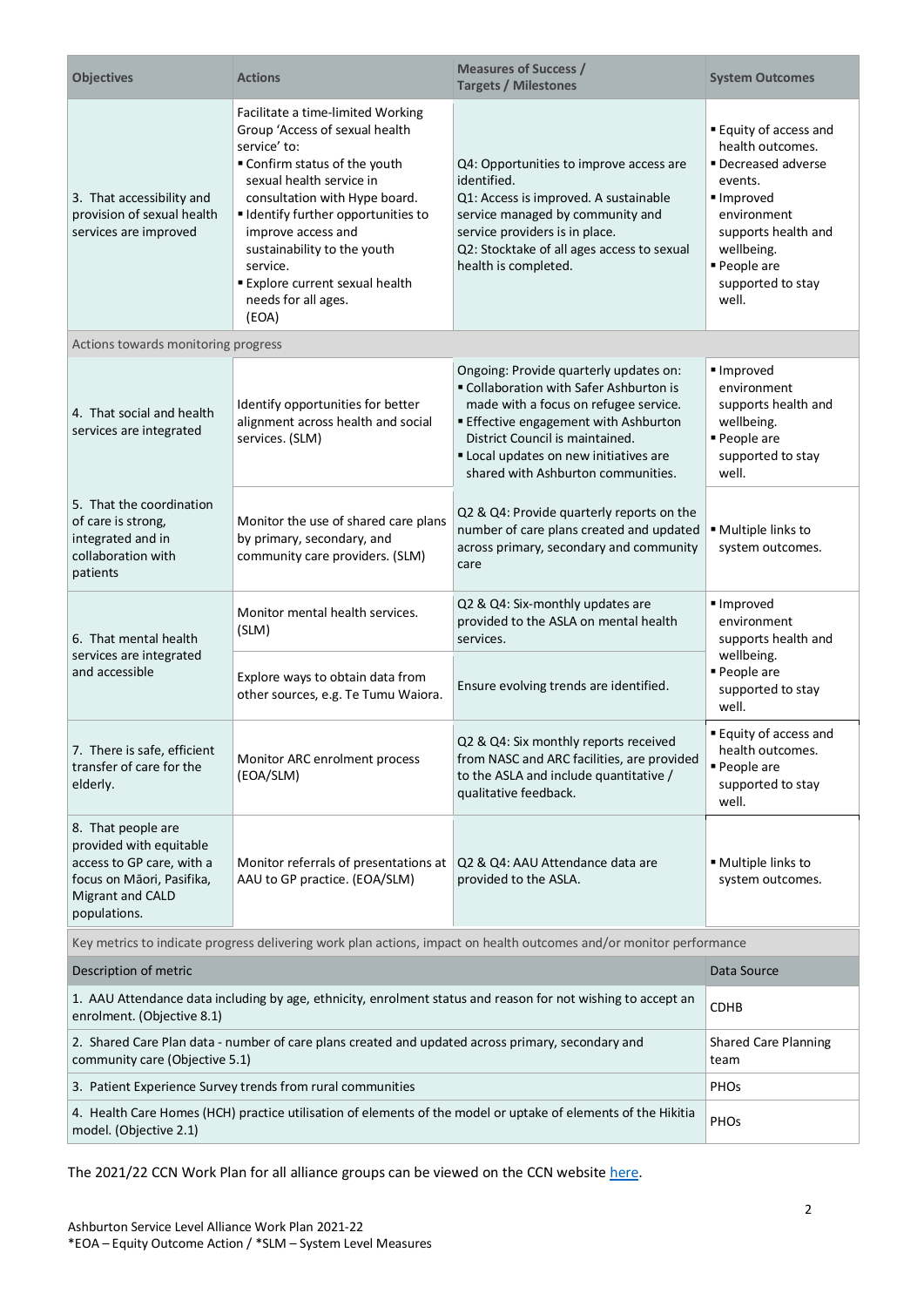| Objectives | Actions | Measures of Success / Targets / Milestones | System Outcomes |
|---|---|---|---|
| 3. That accessibility and provision of sexual health services are improved | Facilitate a time-limited Working Group 'Access of sexual health service' to: ▪ Confirm status of the youth sexual health service in consultation with Hype board. ▪ Identify further opportunities to improve access and sustainability to the youth service. ▪ Explore current sexual health needs for all ages. (EOA) | Q4: Opportunities to improve access are identified. Q1: Access is improved. A sustainable service managed by community and service providers is in place. Q2: Stocktake of all ages access to sexual health is completed. | ▪ Equity of access and health outcomes. ▪ Decreased adverse events. ▪ Improved environment supports health and wellbeing. ▪ People are supported to stay well. |
| Actions towards monitoring progress | | | |
| 4. That social and health services are integrated | Identify opportunities for better alignment across health and social services. (SLM) | Ongoing: Provide quarterly updates on: ▪ Collaboration with Safer Ashburton is made with a focus on refugee service. ▪ Effective engagement with Ashburton District Council is maintained. ▪ Local updates on new initiatives are shared with Ashburton communities. | ▪ Improved environment supports health and wellbeing. ▪ People are supported to stay well. |
| 5. That the coordination of care is strong, integrated and in collaboration with patients | Monitor the use of shared care plans by primary, secondary, and community care providers. (SLM) | Q2 & Q4: Provide quarterly reports on the number of care plans created and updated across primary, secondary and community care | ▪ Multiple links to system outcomes. |
| 6. That mental health services are integrated and accessible | Monitor mental health services. (SLM) | Q2 & Q4: Six-monthly updates are provided to the ASLA on mental health services. | ▪ Improved environment supports health and wellbeing. ▪ People are supported to stay well. |
| | Explore ways to obtain data from other sources, e.g. Te Tumu Waiora. | Ensure evolving trends are identified. | |
| 7. There is safe, efficient transfer of care for the elderly. | Monitor ARC enrolment process (EOA/SLM) | Q2 & Q4: Six monthly reports received from NASC and ARC facilities, are provided to the ASLA and include quantitative / qualitative feedback. | ▪ Equity of access and health outcomes. ▪ People are supported to stay well. |
| 8. That people are provided with equitable access to GP care, with a focus on Māori, Pasifika, Migrant and CALD populations. | Monitor referrals of presentations at AAU to GP practice. (EOA/SLM) | Q2 & Q4: AAU Attendance data are provided to the ASLA. | ▪ Multiple links to system outcomes. |

Key metrics to indicate progress delivering work plan actions, impact on health outcomes and/or monitor performance

| Description of metric | Data Source |
|---|---|
| 1. AAU Attendance data including by age, ethnicity, enrolment status and reason for not wishing to accept an enrolment. (Objective 8.1) | CDHB |
| 2. Shared Care Plan data - number of care plans created and updated across primary, secondary and community care (Objective 5.1) | Shared Care Planning team |
| 3. Patient Experience Survey trends from rural communities | PHOs |
| 4. Health Care Homes (HCH) practice utilisation of elements of the model or uptake of elements of the Hikitia model. (Objective 2.1) | PHOs |

The 2021/22 CCN Work Plan for all alliance groups can be viewed on the CCN website here.

*EOA – Equity Outcome Action / *SLM – System Level Measures